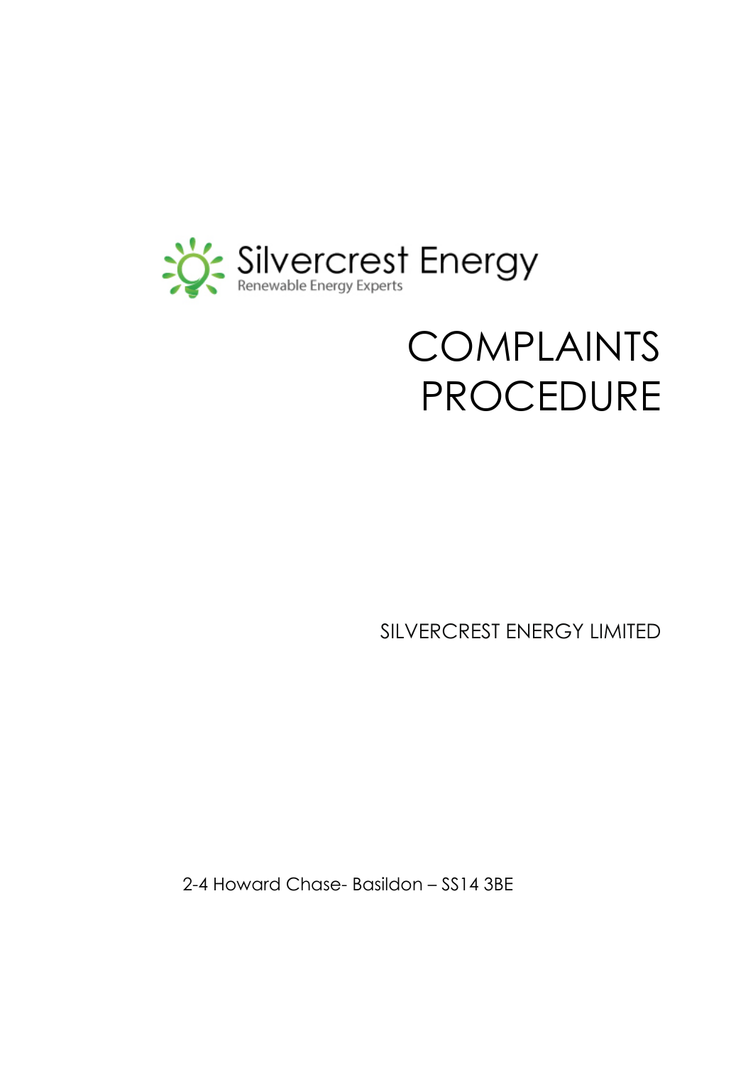Silvercrest Energy
Renewable Energy Experts

# COMPLAINTS PROCEDURE

SILVERCREST ENERGY LIMITED

2-4 Howard Chase- Basildon – SS14 3BE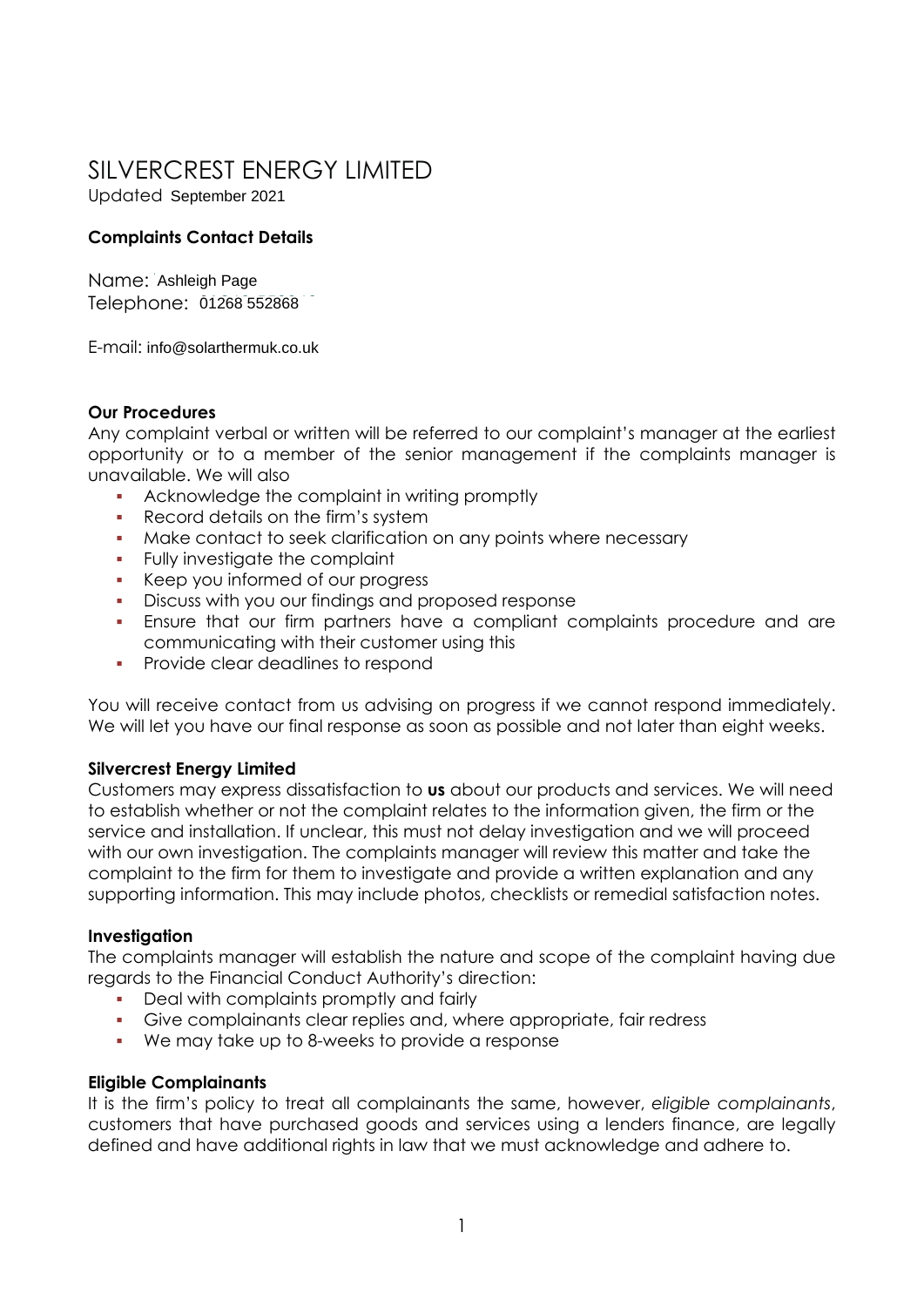# SILVERCREST ENERGY LIMITED

Updated September 2021

**Complaints Contact Details**

Name: Ashleigh Page
Telephone: 01268 552868

E-mail: info@solarthermuk.co.uk

**Our Procedures**

Any complaint verbal or written will be referred to our complaint's manager at the earliest opportunity or to a member of the senior management if the complaints manager is unavailable. We will also

- Acknowledge the complaint in writing promptly
- Record details on the firm's system
- Make contact to seek clarification on any points where necessary
- Fully investigate the complaint
- Keep you informed of our progress
- Discuss with you our findings and proposed response
- Ensure that our firm partners have a compliant complaints procedure and are communicating with their customer using this
- Provide clear deadlines to respond

You will receive contact from us advising on progress if we cannot respond immediately. We will let you have our final response as soon as possible and not later than eight weeks.

**Silvercrest Energy Limited**

Customers may express dissatisfaction to **us** about our products and services. We will need to establish whether or not the complaint relates to the information given, the firm or the service and installation. If unclear, this must not delay investigation and we will proceed with our own investigation. The complaints manager will review this matter and take the complaint to the firm for them to investigate and provide a written explanation and any supporting information. This may include photos, checklists or remedial satisfaction notes.

**Investigation**

The complaints manager will establish the nature and scope of the complaint having due regards to the Financial Conduct Authority's direction:

- Deal with complaints promptly and fairly
- Give complainants clear replies and, where appropriate, fair redress
- We may take up to 8-weeks to provide a response

**Eligible Complainants**

It is the firm's policy to treat all complainants the same, however, *eligible complainants*, customers that have purchased goods and services using a lenders finance, are legally defined and have additional rights in law that we must acknowledge and adhere to.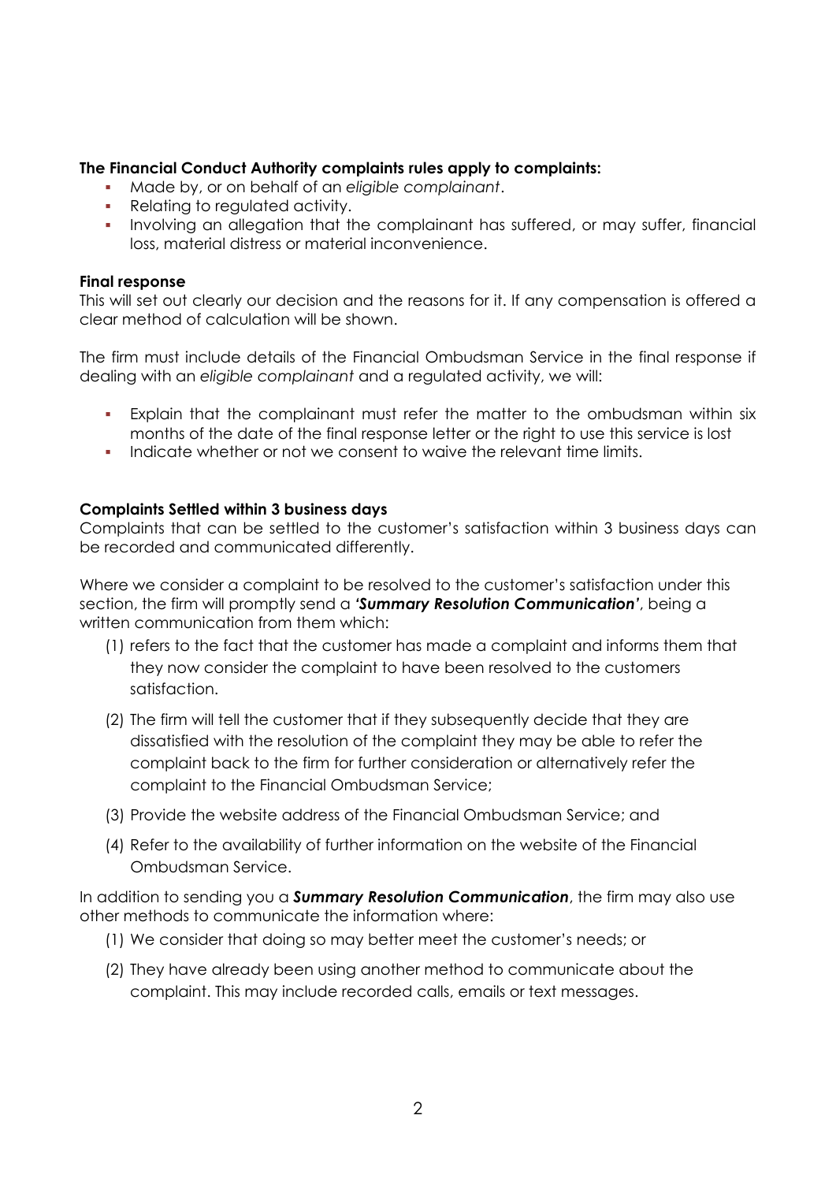**The Financial Conduct Authority complaints rules apply to complaints:**

- Made by, or on behalf of an *eligible complainant*.
- Relating to regulated activity.
- Involving an allegation that the complainant has suffered, or may suffer, financial loss, material distress or material inconvenience.

**Final response**

This will set out clearly our decision and the reasons for it. If any compensation is offered a clear method of calculation will be shown.

The firm must include details of the Financial Ombudsman Service in the final response if dealing with an *eligible complainant* and a regulated activity, we will:

- Explain that the complainant must refer the matter to the ombudsman within six months of the date of the final response letter or the right to use this service is lost
- Indicate whether or not we consent to waive the relevant time limits.

**Complaints Settled within 3 business days**

Complaints that can be settled to the customer's satisfaction within 3 business days can be recorded and communicated differently.

Where we consider a complaint to be resolved to the customer's satisfaction under this section, the firm will promptly send a ***'Summary Resolution Communication'***, being a written communication from them which:

(1) refers to the fact that the customer has made a complaint and informs them that they now consider the complaint to have been resolved to the customers satisfaction.

(2) The firm will tell the customer that if they subsequently decide that they are dissatisfied with the resolution of the complaint they may be able to refer the complaint back to the firm for further consideration or alternatively refer the complaint to the Financial Ombudsman Service;

(3) Provide the website address of the Financial Ombudsman Service; and

(4) Refer to the availability of further information on the website of the Financial Ombudsman Service.

In addition to sending you a ***Summary Resolution Communication***, the firm may also use other methods to communicate the information where:

(1) We consider that doing so may better meet the customer's needs; or

(2) They have already been using another method to communicate about the complaint. This may include recorded calls, emails or text messages.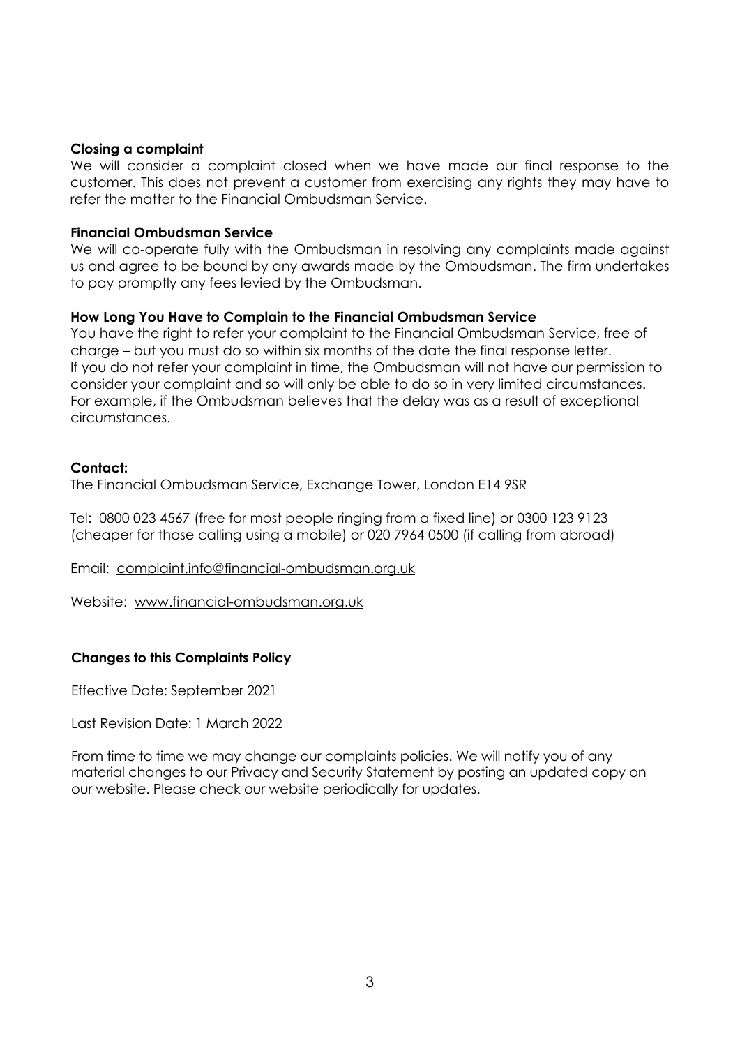**Closing a complaint**

We will consider a complaint closed when we have made our final response to the customer. This does not prevent a customer from exercising any rights they may have to refer the matter to the Financial Ombudsman Service.

**Financial Ombudsman Service**

We will co-operate fully with the Ombudsman in resolving any complaints made against us and agree to be bound by any awards made by the Ombudsman. The firm undertakes to pay promptly any fees levied by the Ombudsman.

**How Long You Have to Complain to the Financial Ombudsman Service**

You have the right to refer your complaint to the Financial Ombudsman Service, free of charge – but you must do so within six months of the date the final response letter. If you do not refer your complaint in time, the Ombudsman will not have our permission to consider your complaint and so will only be able to do so in very limited circumstances. For example, if the Ombudsman believes that the delay was as a result of exceptional circumstances.

**Contact:**

The Financial Ombudsman Service, Exchange Tower, London E14 9SR

Tel: 0800 023 4567 (free for most people ringing from a fixed line) or 0300 123 9123 (cheaper for those calling using a mobile) or 020 7964 0500 (if calling from abroad)

Email: complaint.info@financial-ombudsman.org.uk

Website: www.financial-ombudsman.org.uk

**Changes to this Complaints Policy**

Effective Date: September 2021

Last Revision Date: 1 March 2022

From time to time we may change our complaints policies. We will notify you of any material changes to our Privacy and Security Statement by posting an updated copy on our website. Please check our website periodically for updates.